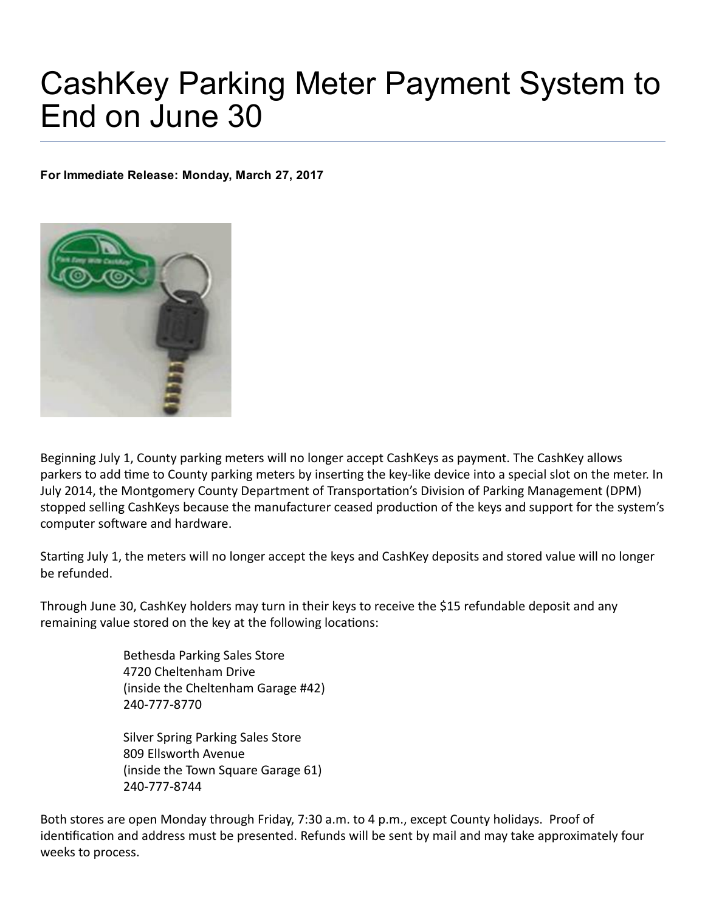# CashKey Parking Meter Payment System to End on June 30

**For Immediate Release: Monday, March 27, 2017**

Beginning July 1, County parking meters will no longer accept CashKeys as payment. The CashKey allows parkers to add time to County parking meters by inserting the key-like device into a special slot on the meter. In July 2014, the Montgomery County Department of Transportation's Division of Parking Management (DPM) stopped selling CashKeys because the manufacturer ceased production of the keys and support for the system's computer software and hardware.

Starting July 1, the meters will no longer accept the keys and CashKey deposits and stored value will no longer be refunded.

Through June 30, CashKey holders may turn in their keys to receive the $15 refundable deposit and any remaining value stored on the key at the following locations:

Bethesda Parking Sales Store
4720 Cheltenham Drive
(inside the Cheltenham Garage #42)
240-777-8770

Silver Spring Parking Sales Store
809 Ellsworth Avenue
(inside the Town Square Garage 61)
240-777-8744

Both stores are open Monday through Friday, 7:30 a.m. to 4 p.m., except County holidays. Proof of identification and address must be presented. Refunds will be sent by mail and may take approximately four weeks to process.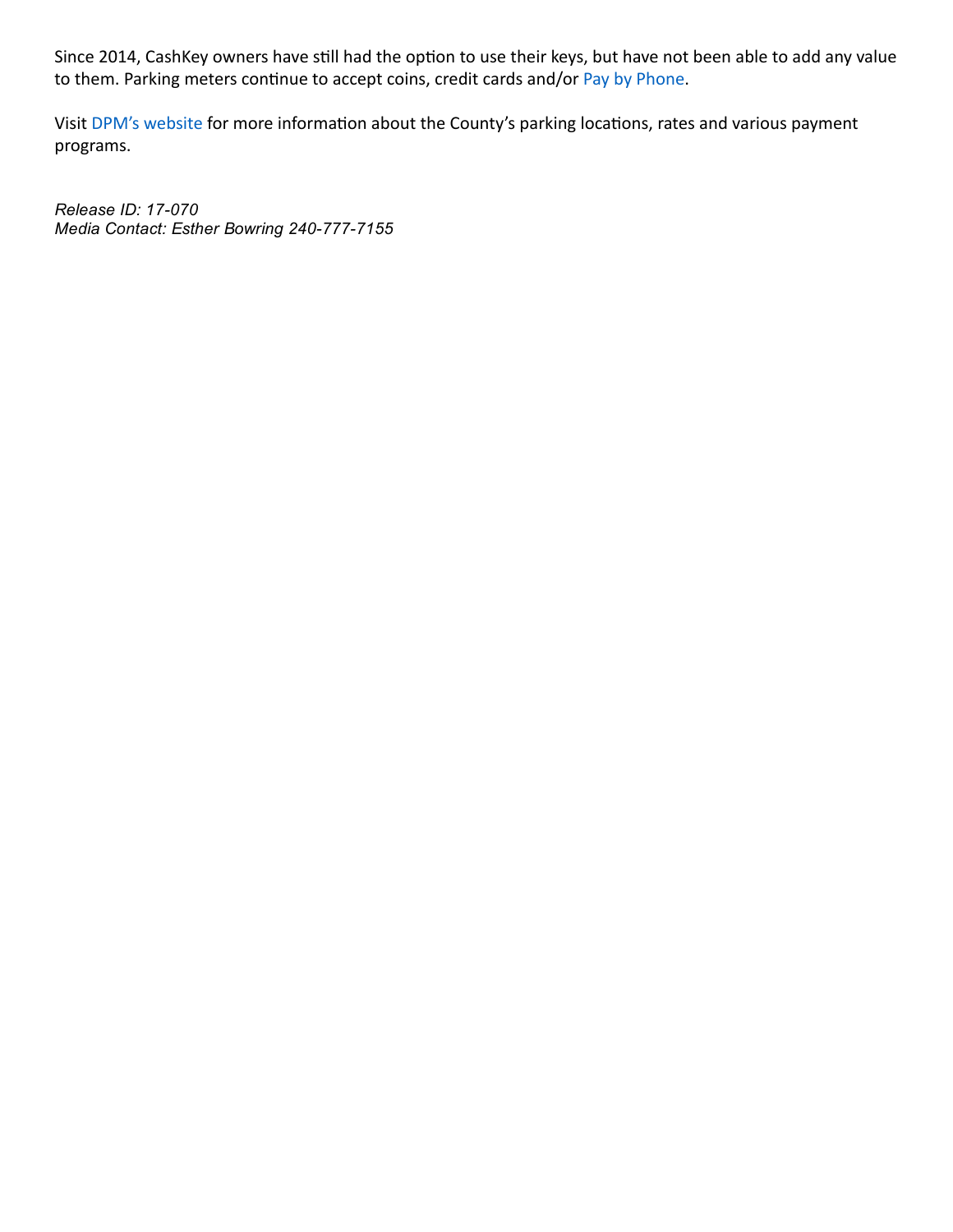Since 2014, CashKey owners have still had the option to use their keys, but have not been able to add any value to them. Parking meters continue to accept coins, credit cards and/or Pay by Phone.

Visit DPM's website for more information about the County's parking locations, rates and various payment programs.

*Release ID: 17-070*
*Media Contact: Esther Bowring 240-777-7155*